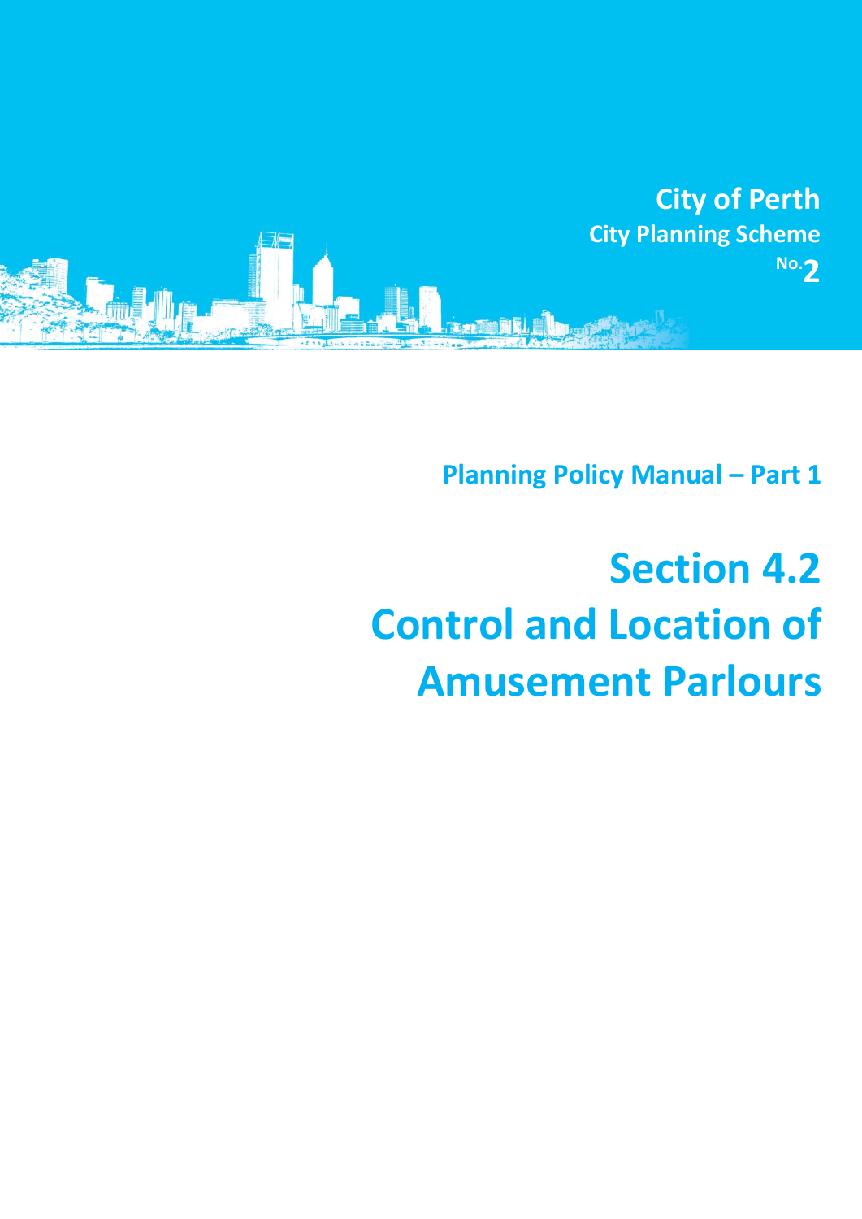**City of Perth**

**City Planning Scheme**

**No. 2**

**Planning Policy Manual – Part 1**

# Section 4.2 Control and Location of Amusement Parlours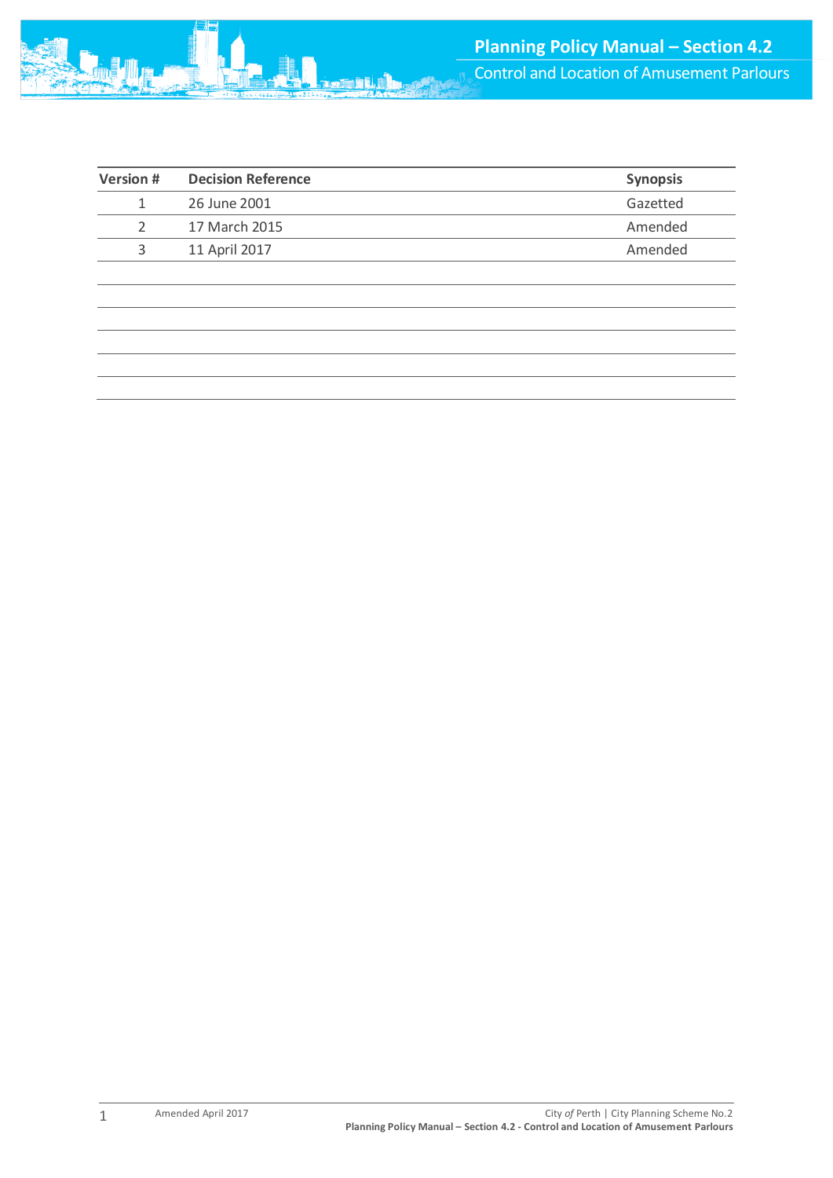| Version # | Decision Reference | Synopsis |
|---|---|---|
| 1 | 26 June 2001 | Gazetted |
| 2 | 17 March 2015 | Amended |
| 3 | 11 April 2017 | Amended |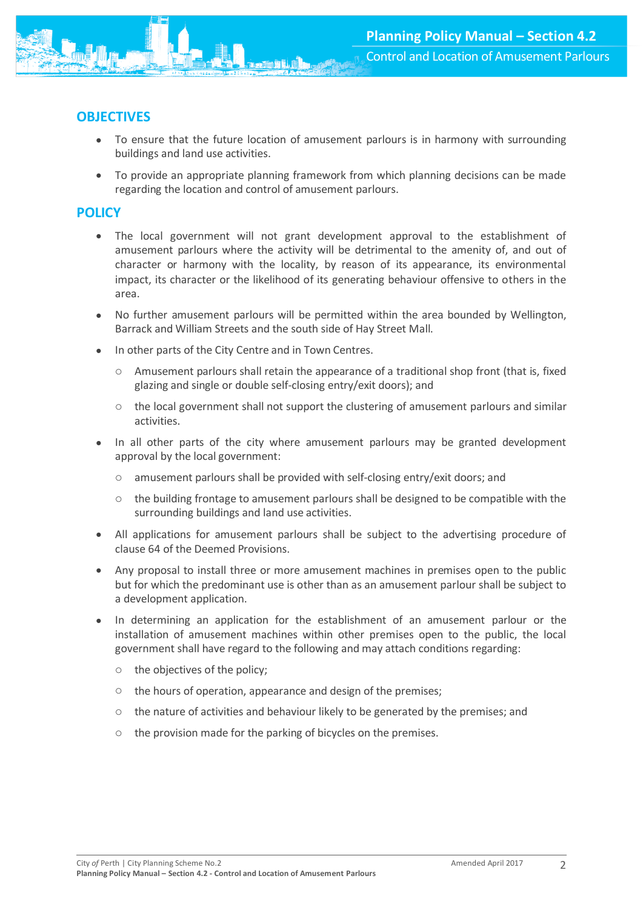## OBJECTIVES

- To ensure that the future location of amusement parlours is in harmony with surrounding buildings and land use activities.
- To provide an appropriate planning framework from which planning decisions can be made regarding the location and control of amusement parlours.

## POLICY

- The local government will not grant development approval to the establishment of amusement parlours where the activity will be detrimental to the amenity of, and out of character or harmony with the locality, by reason of its appearance, its environmental impact, its character or the likelihood of its generating behaviour offensive to others in the area.
- No further amusement parlours will be permitted within the area bounded by Wellington, Barrack and William Streets and the south side of Hay Street Mall.
- In other parts of the City Centre and in Town Centres.
  - Amusement parlours shall retain the appearance of a traditional shop front (that is, fixed glazing and single or double self-closing entry/exit doors); and
  - the local government shall not support the clustering of amusement parlours and similar activities.
- In all other parts of the city where amusement parlours may be granted development approval by the local government:
  - amusement parlours shall be provided with self-closing entry/exit doors; and
  - the building frontage to amusement parlours shall be designed to be compatible with the surrounding buildings and land use activities.
- All applications for amusement parlours shall be subject to the advertising procedure of clause 64 of the Deemed Provisions.
- Any proposal to install three or more amusement machines in premises open to the public but for which the predominant use is other than as an amusement parlour shall be subject to a development application.
- In determining an application for the establishment of an amusement parlour or the installation of amusement machines within other premises open to the public, the local government shall have regard to the following and may attach conditions regarding:
  - the objectives of the policy;
  - the hours of operation, appearance and design of the premises;
  - the nature of activities and behaviour likely to be generated by the premises; and
  - the provision made for the parking of bicycles on the premises.